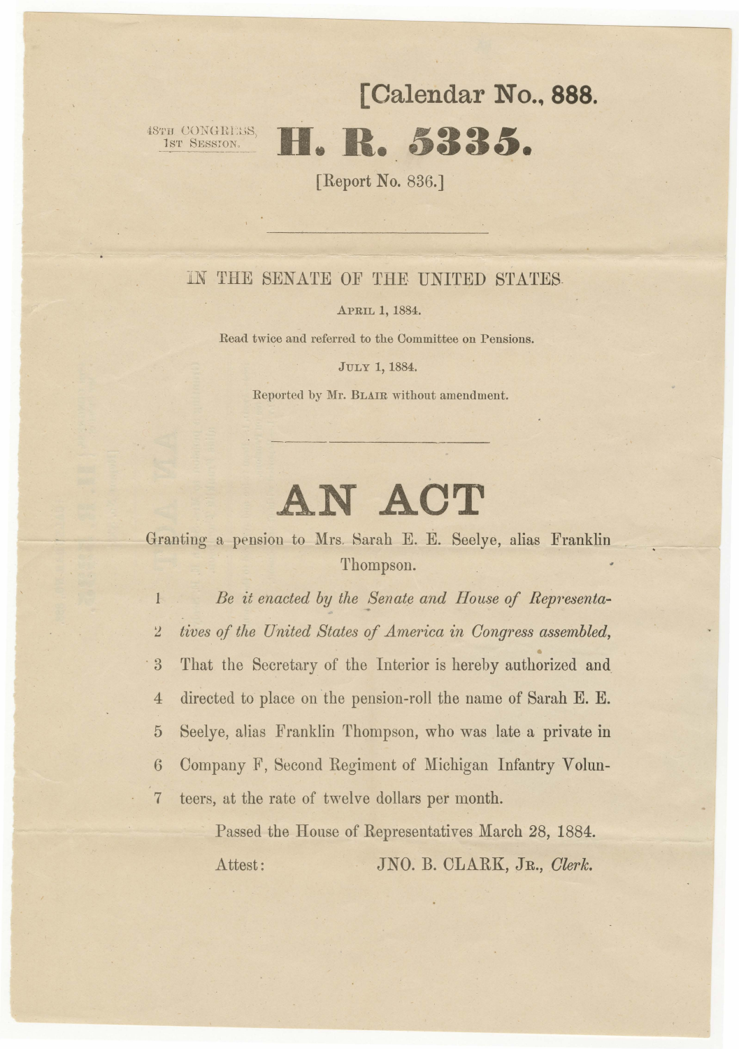[Calendar No., 888.

48TH CONGRESS,
1ST SESSION.

# H. R. 5335.

[Report No. 836.]

---

IN THE SENATE OF THE UNITED STATES.

APRIL 1, 1884.

Read twice and referred to the Committee on Pensions.

JULY 1, 1884.

Reported by Mr. BLAIR without amendment.

---

# AN ACT

Granting a pension to Mrs. Sarah E. E. Seelye, alias Franklin Thompson.

1 *Be it enacted by the Senate and House of Representa-*
2 *tives of the United States of America in Congress assembled,*
3 That the Secretary of the Interior is hereby authorized and
4 directed to place on the pension-roll the name of Sarah E. E.
5 Seelye, alias Franklin Thompson, who was late a private in
6 Company F, Second Regiment of Michigan Infantry Volun-
7 teers, at the rate of twelve dollars per month.

Passed the House of Representatives March 28, 1884.

Attest: JNO. B. CLARK, JR., *Clerk.*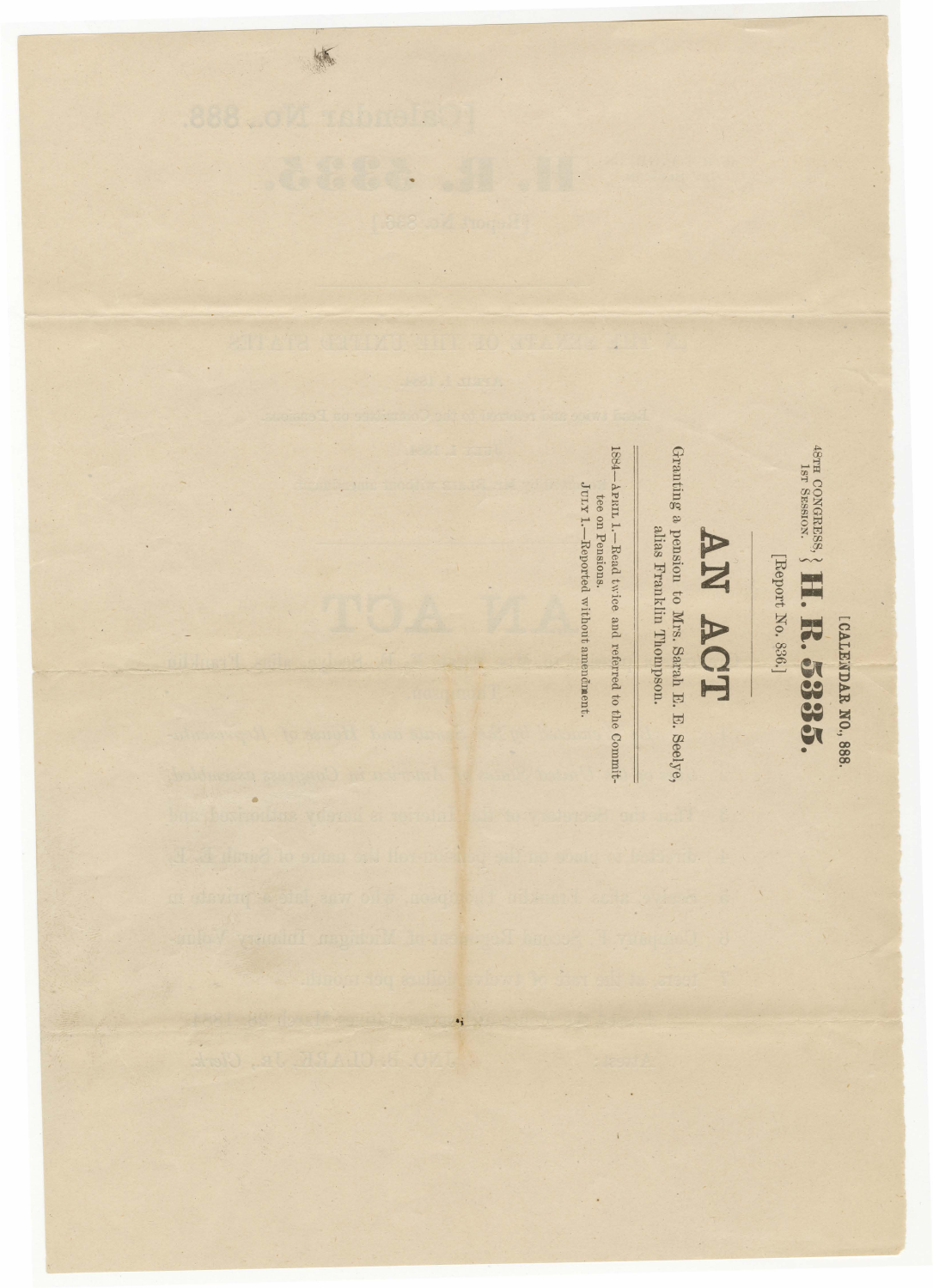[CALENDAR NO., 888.

48TH CONGRESS, 1ST SESSION. } **H. R. 5335.**

[Report No. 836.]

# AN ACT

Granting a pension to Mrs. Sarah E. E. Seelye, alias Franklin Thompson.

1884—APRIL 1.—Read twice and referred to the Committee on Pensions.

JULY 1.—Reported without amendment.